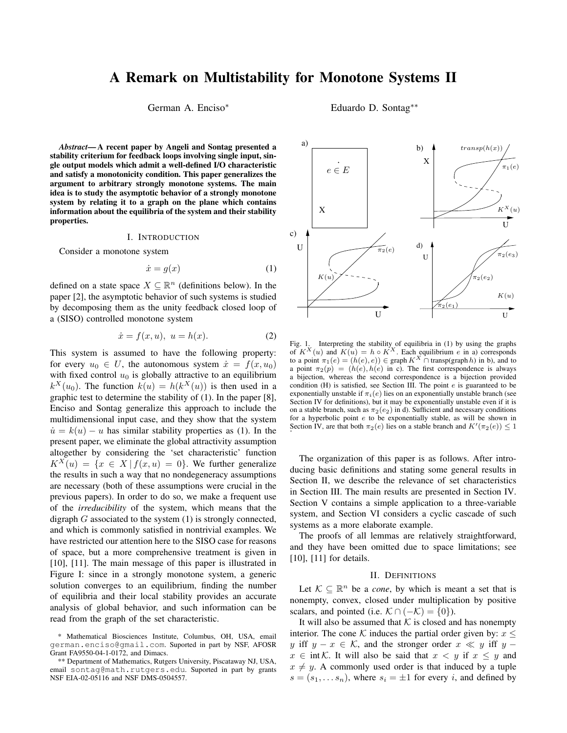# A Remark on Multistability for Monotone Systems II

German A. Enciso* Eduardo D. Sontag**

***Abstract*— A recent paper by Angeli and Sontag presented a stability criterium for feedback loops involving single input, single output models which admit a well-defined I/O characteristic and satisfy a monotonicity condition. This paper generalizes the argument to arbitrary strongly monotone systems. The main idea is to study the asymptotic behavior of a strongly monotone system by relating it to a graph on the plane which contains information about the equilibria of the system and their stability properties.**

## I. INTRODUCTION

Consider a monotone system

$$\dot{x} = g(x) \tag{1}$$

defined on a state space $X \subseteq \mathbb{R}^n$ (definitions below). In the paper [2], the asymptotic behavior of such systems is studied by decomposing them as the unity feedback closed loop of a (SISO) controlled monotone system

$$\dot{x} = f(x, u), \; u = h(x). \tag{2}$$

This system is assumed to have the following property: for every $u_0 \in U$, the autonomous system $\dot{x} = f(x, u_0)$ with fixed control $u_0$ is globally attractive to an equilibrium $k^X(u_0)$. The function $k(u) = h(k^X(u))$ is then used in a graphic test to determine the stability of (1). In the paper [8], Enciso and Sontag generalize this approach to include the multidimensional input case, and they show that the system $\dot{u} = k(u) - u$ has similar stability properties as (1). In the present paper, we eliminate the global attractivity assumption altogether by considering the 'set characteristic' function $K^X(u) = \{x \in X \,|\, f(x, u) = 0\}$. We further generalize the results in such a way that no nondegeneracy assumptions are necessary (both of these assumptions were crucial in the previous papers). In order to do so, we make a frequent use of the *irreducibility* of the system, which means that the digraph $G$ associated to the system (1) is strongly connected, and which is commonly satisfied in nontrivial examples. We have restricted our attention here to the SISO case for reasons of space, but a more comprehensive treatment is given in [10], [11]. The main message of this paper is illustrated in Figure I: since in a strongly monotone system, a generic solution converges to an equilibrium, finding the number of equilibria and their local stability provides an accurate analysis of global behavior, and such information can be read from the graph of the set characteristic.

Fig. 1. Interpreting the stability of equilibria in (1) by using the graphs of $K^X(u)$ and $K(u) = h \circ K^X$. Each equilibrium $e$ in a) corresponds to a point $\pi_1(e) = (h(e), e)) \in$ graph $K^X \cap$ transp(graph $h$) in b), and to a point $\pi_2(p) = (h(e), h(e)$ in c). The first correspondence is always a bijection, whereas the second correspondence is a bijection provided condition (H) is satisfied, see Section III. The point $e$ is guaranteed to be exponentially unstable if $\pi_i(e)$ lies on an exponentially unstable branch (see Section IV for definitions), but it may be exponentially unstable even if it is on a stable branch, such as $\pi_2(e_2)$ in d). Sufficient and necessary conditions for a hyperbolic point $e$ to be exponentially stable, as will be shown in Section IV, are that both $\pi_2(e)$ lies on a stable branch and $K'(\pi_2(e)) \leq 1$

The organization of this paper is as follows. After introducing basic definitions and stating some general results in Section II, we describe the relevance of set characteristics in Section III. The main results are presented in Section IV. Section V contains a simple application to a three-variable system, and Section VI considers a cyclic cascade of such systems as a more elaborate example.

The proofs of all lemmas are relatively straightforward, and they have been omitted due to space limitations; see [10], [11] for details.

## II. DEFINITIONS

Let $\mathcal{K} \subseteq \mathbb{R}^n$ be a *cone*, by which is meant a set that is nonempty, convex, closed under multiplication by positive scalars, and pointed (i.e. $\mathcal{K} \cap (-\mathcal{K}) = \{0\}$).

It will also be assumed that $\mathcal{K}$ is closed and has nonempty interior. The cone $\mathcal{K}$ induces the partial order given by: $x \leq y$ iff $y - x \in \mathcal{K}$, and the stronger order $x \ll y$ iff $y - x \in \text{int}\,\mathcal{K}$. It will also be said that $x < y$ if $x \leq y$ and $x \neq y$. A commonly used order is that induced by a tuple $s = (s_1, \ldots s_n)$, where $s_i = \pm 1$ for every $i$, and defined by

* Mathematical Biosciences Institute, Columbus, OH, USA, email german.enciso@gmail.com. Suported in part by NSF, AFOSR Grant FA9550-04-1-0172, and Dimacs.

** Department of Mathematics, Rutgers University, Piscataway NJ, USA, email sontag@math.rutgers.edu. Suported in part by grants NSF EIA-02-05116 and NSF DMS-0504557.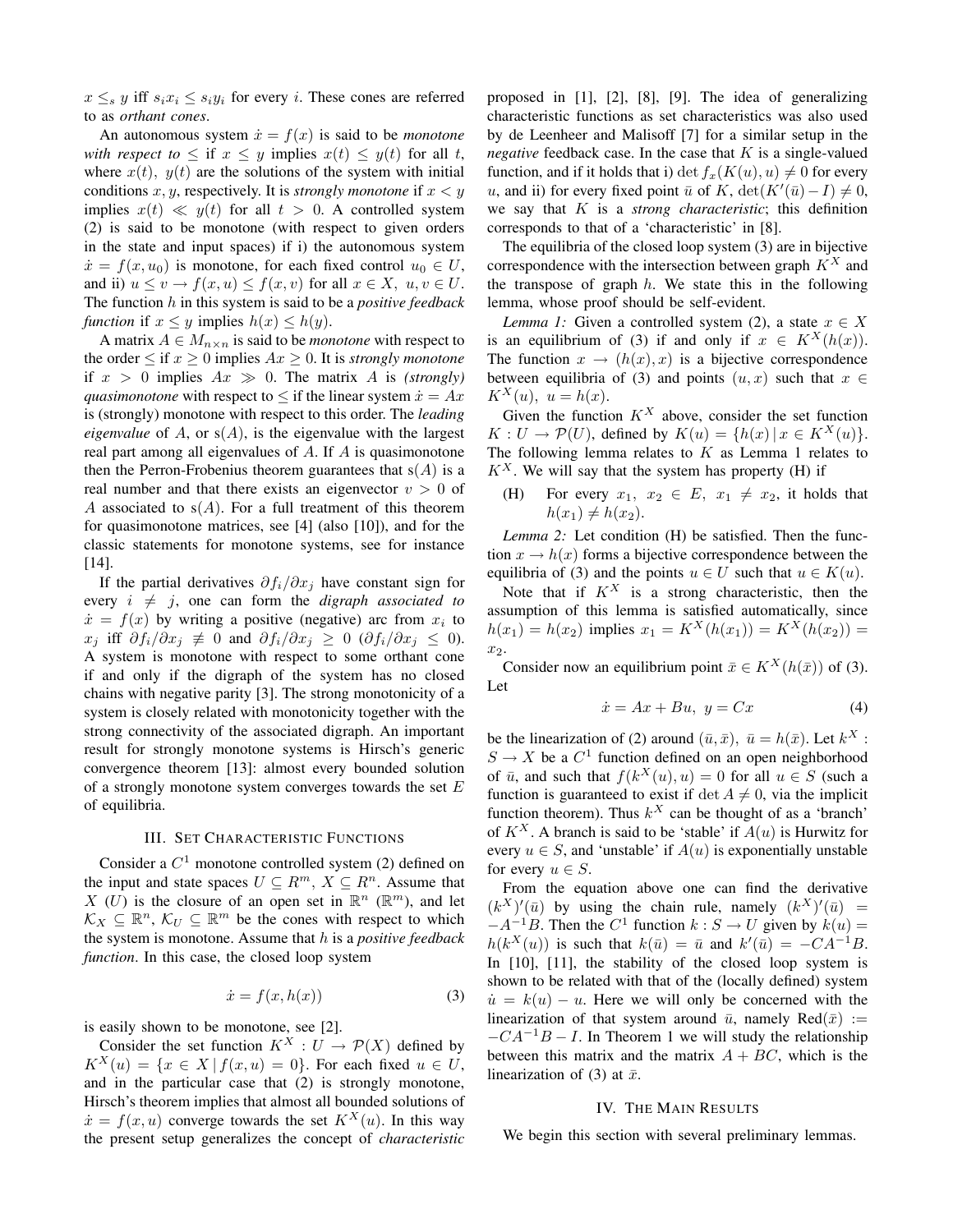$x \leq_s y$ iff $s_i x_i \leq s_i y_i$ for every $i$. These cones are referred to as *orthant cones*.

An autonomous system $\dot{x} = f(x)$ is said to be *monotone with respect to* $\leq$ if $x \leq y$ implies $x(t) \leq y(t)$ for all $t$, where $x(t),\ y(t)$ are the solutions of the system with initial conditions $x, y$, respectively. It is *strongly monotone* if $x < y$ implies $x(t) \ll y(t)$ for all $t > 0$. A controlled system (2) is said to be monotone (with respect to given orders in the state and input spaces) if i) the autonomous system $\dot{x} = f(x, u_0)$ is monotone, for each fixed control $u_0 \in U$, and ii) $u \leq v \rightarrow f(x,u) \leq f(x,v)$ for all $x \in X,\ u, v \in U$. The function $h$ in this system is said to be a *positive feedback function* if $x \leq y$ implies $h(x) \leq h(y)$.

A matrix $A \in M_{n \times n}$ is said to be *monotone* with respect to the order $\leq$ if $x \geq 0$ implies $Ax \geq 0$. It is *strongly monotone* if $x > 0$ implies $Ax \gg 0$. The matrix $A$ is *(strongly) quasimonotone* with respect to $\leq$ if the linear system $\dot{x} = Ax$ is (strongly) monotone with respect to this order. The *leading eigenvalue* of $A$, or $\mathrm{s}(A)$, is the eigenvalue with the largest real part among all eigenvalues of $A$. If $A$ is quasimonotone then the Perron-Frobenius theorem guarantees that $\mathrm{s}(A)$ is a real number and that there exists an eigenvector $v > 0$ of $A$ associated to $\mathrm{s}(A)$. For a full treatment of this theorem for quasimonotone matrices, see [4] (also [10]), and for the classic statements for monotone systems, see for instance [14].

If the partial derivatives $\partial f_i / \partial x_j$ have constant sign for every $i \neq j$, one can form the *digraph associated to* $\dot{x} = f(x)$ by writing a positive (negative) arc from $x_i$ to $x_j$ iff $\partial f_i / \partial x_j \not\equiv 0$ and $\partial f_i / \partial x_j \geq 0$ ($\partial f_i / \partial x_j \leq 0$). A system is monotone with respect to some orthant cone if and only if the digraph of the system has no closed chains with negative parity [3]. The strong monotonicity of a system is closely related with monotonicity together with the strong connectivity of the associated digraph. An important result for strongly monotone systems is Hirsch's generic convergence theorem [13]: almost every bounded solution of a strongly monotone system converges towards the set $E$ of equilibria.

## III. Set Characteristic Functions

Consider a $C^1$ monotone controlled system (2) defined on the input and state spaces $U \subseteq R^m,\ X \subseteq R^n$. Assume that $X$ ($U$) is the closure of an open set in $\mathbb{R}^n$ ($\mathbb{R}^m$), and let $\mathcal{K}_X \subseteq \mathbb{R}^n$, $\mathcal{K}_U \subseteq \mathbb{R}^m$ be the cones with respect to which the system is monotone. Assume that $h$ is a *positive feedback function*. In this case, the closed loop system

$$\dot{x} = f(x, h(x)) \tag{3}$$

is easily shown to be monotone, see [2].

Consider the set function $K^X : U \rightarrow \mathcal{P}(X)$ defined by $K^X(u) = \{x \in X \,|\, f(x,u) = 0\}$. For each fixed $u \in U$, and in the particular case that (2) is strongly monotone, Hirsch's theorem implies that almost all bounded solutions of $\dot{x} = f(x,u)$ converge towards the set $K^X(u)$. In this way the present setup generalizes the concept of *characteristic* proposed in [1], [2], [8], [9]. The idea of generalizing characteristic functions as set characteristics was also used by de Leenheer and Malisoff [7] for a similar setup in the *negative* feedback case. In the case that $K$ is a single-valued function, and if it holds that i) $\det f_x(K(u), u) \neq 0$ for every $u$, and ii) for every fixed point $\bar{u}$ of $K$, $\det(K'(\bar{u}) - I) \neq 0$, we say that $K$ is a *strong characteristic*; this definition corresponds to that of a 'characteristic' in [8].

The equilibria of the closed loop system (3) are in bijective correspondence with the intersection between graph $K^X$ and the transpose of graph $h$. We state this in the following lemma, whose proof should be self-evident.

*Lemma 1:* Given a controlled system (2), a state $x \in X$ is an equilibrium of (3) if and only if $x \in K^X(h(x))$. The function $x \rightarrow (h(x), x)$ is a bijective correspondence between equilibria of (3) and points $(u, x)$ such that $x \in K^X(u),\ u = h(x)$.

Given the function $K^X$ above, consider the set function $K : U \rightarrow \mathcal{P}(U)$, defined by $K(u) = \{h(x) \,|\, x \in K^X(u)\}$. The following lemma relates to $K$ as Lemma 1 relates to $K^X$. We will say that the system has property (H) if

(H) For every $x_1,\ x_2 \in E,\ x_1 \neq x_2$, it holds that $h(x_1) \neq h(x_2)$.

*Lemma 2:* Let condition (H) be satisfied. Then the function $x \rightarrow h(x)$ forms a bijective correspondence between the equilibria of (3) and the points $u \in U$ such that $u \in K(u)$.

Note that if $K^X$ is a strong characteristic, then the assumption of this lemma is satisfied automatically, since $h(x_1) = h(x_2)$ implies $x_1 = K^X(h(x_1)) = K^X(h(x_2)) = x_2$.

Consider now an equilibrium point $\bar{x} \in K^X(h(\bar{x}))$ of (3). Let

$$\dot{x} = Ax + Bu,\ y = Cx \tag{4}$$

be the linearization of (2) around $(\bar{u}, \bar{x}),\ \bar{u} = h(\bar{x})$. Let $k^X : S \rightarrow X$ be a $C^1$ function defined on an open neighborhood of $\bar{u}$, and such that $f(k^X(u), u) = 0$ for all $u \in S$ (such a function is guaranteed to exist if $\det A \neq 0$, via the implicit function theorem). Thus $k^X$ can be thought of as a 'branch' of $K^X$. A branch is said to be 'stable' if $A(u)$ is Hurwitz for every $u \in S$, and 'unstable' if $A(u)$ is exponentially unstable for every $u \in S$.

From the equation above one can find the derivative $(k^X)'(\bar{u})$ by using the chain rule, namely $(k^X)'(\bar{u}) = -A^{-1}B$. Then the $C^1$ function $k : S \rightarrow U$ given by $k(u) = h(k^X(u))$ is such that $k(\bar{u}) = \bar{u}$ and $k'(\bar{u}) = -CA^{-1}B$. In [10], [11], the stability of the closed loop system is shown to be related with that of the (locally defined) system $\dot{u} = k(u) - u$. Here we will only be concerned with the linearization of that system around $\bar{u}$, namely $\mathrm{Red}(\bar{x}) := -CA^{-1}B - I$. In Theorem 1 we will study the relationship between this matrix and the matrix $A + BC$, which is the linearization of (3) at $\bar{x}$.

## IV. The Main Results

We begin this section with several preliminary lemmas.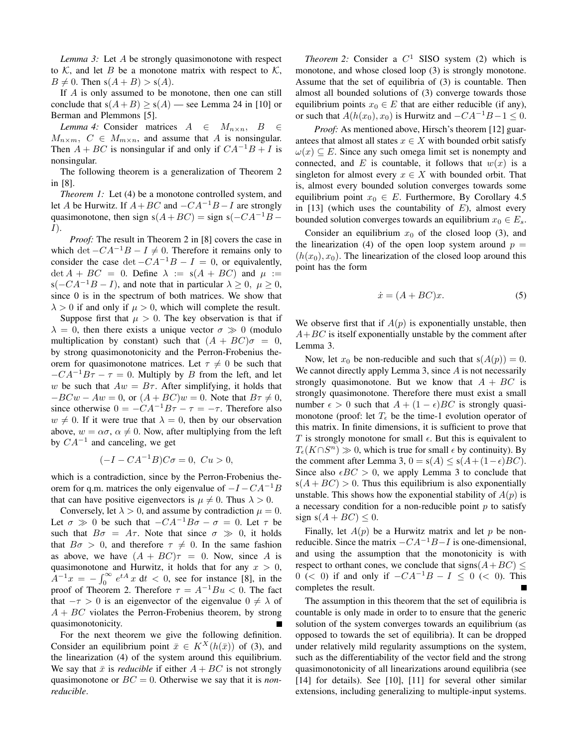*Lemma 3:* Let $A$ be strongly quasimonotone with respect to $\mathcal{K}$, and let $B$ be a monotone matrix with respect to $\mathcal{K}$, $B \neq 0$. Then $\mathrm{s}(A+B) > \mathrm{s}(A)$.

If $A$ is only assumed to be monotone, then one can still conclude that $\mathrm{s}(A+B) \geq \mathrm{s}(A)$ — see Lemma 24 in [10] or Berman and Plemmons [5].

*Lemma 4:* Consider matrices $A \in M_{n\times n}$, $B \in M_{n\times m}$, $C \in M_{m\times n}$, and assume that $A$ is nonsingular. Then $A + BC$ is nonsingular if and only if $CA^{-1}B + I$ is nonsingular.

The following theorem is a generalization of Theorem 2 in [8].

*Theorem 1:* Let (4) be a monotone controlled system, and let $A$ be Hurwitz. If $A+BC$ and $-CA^{-1}B-I$ are strongly quasimonotone, then sign $\mathrm{s}(A+BC) =$ sign $\mathrm{s}(-CA^{-1}B-I)$.

*Proof:* The result in Theorem 2 in [8] covers the case in which $\det -CA^{-1}B - I \neq 0$. Therefore it remains only to consider the case $\det -CA^{-1}B - I = 0$, or equivalently, $\det A + BC = 0$. Define $\lambda := \mathrm{s}(A + BC)$ and $\mu := \mathrm{s}(-CA^{-1}B - I)$, and note that in particular $\lambda \geq 0$, $\mu \geq 0$, since 0 is in the spectrum of both matrices. We show that $\lambda > 0$ if and only if $\mu > 0$, which will complete the result.

Suppose first that $\mu > 0$. The key observation is that if $\lambda = 0$, then there exists a unique vector $\sigma \gg 0$ (modulo multiplication by constant) such that $(A + BC)\sigma = 0$, by strong quasimonotonicity and the Perron-Frobenius theorem for quasimonotone matrices. Let $\tau \neq 0$ be such that $-CA^{-1}B\tau - \tau = 0$. Multiply by $B$ from the left, and let $w$ be such that $Aw = B\tau$. After simplifying, it holds that $-BCw - Aw = 0$, or $(A + BC)w = 0$. Note that $B\tau \neq 0$, since otherwise $0 = -CA^{-1}B\tau - \tau = -\tau$. Therefore also $w \neq 0$. If it were true that $\lambda = 0$, then by our observation above, $w = \alpha\sigma$, $\alpha \neq 0$. Now, after multiplying from the left by $CA^{-1}$ and canceling, we get

$$(-I - CA^{-1}B)C\sigma = 0,\ Cu > 0,$$

which is a contradiction, since by the Perron-Frobenius theorem for q.m. matrices the only eigenvalue of $-I-CA^{-1}B$ that can have positive eigenvectors is $\mu \neq 0$. Thus $\lambda > 0$.

Conversely, let $\lambda > 0$, and assume by contradiction $\mu = 0$. Let $\sigma \gg 0$ be such that $-CA^{-1}B\sigma - \sigma = 0$. Let $\tau$ be such that $B\sigma = A\tau$. Note that since $\sigma \gg 0$, it holds that $B\sigma > 0$, and therefore $\tau \neq 0$. In the same fashion as above, we have $(A + BC)\tau = 0$. Now, since $A$ is quasimonotone and Hurwitz, it holds that for any $x > 0$, $A^{-1}x = -\int_0^\infty e^{tA}\, x \,\mathrm{d}t < 0$, see for instance [8], in the proof of Theorem 2. Therefore $\tau = A^{-1}Bu < 0$. The fact that $-\tau > 0$ is an eigenvector of the eigenvalue $0 \neq \lambda$ of $A + BC$ violates the Perron-Frobenius theorem, by strong quasimonotonicity. ∎

For the next theorem we give the following definition. Consider an equilibrium point $\bar{x} \in K^X(h(\bar{x}))$ of (3), and the linearization (4) of the system around this equilibrium. We say that $\bar{x}$ is *reducible* if either $A+BC$ is not strongly quasimonotone or $BC = 0$. Otherwise we say that it is *non-reducible*.

*Theorem 2:* Consider a $C^1$ SISO system (2) which is monotone, and whose closed loop (3) is strongly monotone. Assume that the set of equilibria of (3) is countable. Then almost all bounded solutions of (3) converge towards those equilibrium points $x_0 \in E$ that are either reducible (if any), or such that $A(h(x_0), x_0)$ is Hurwitz and $-CA^{-1}B-1 \leq 0$.

*Proof:* As mentioned above, Hirsch's theorem [12] guarantees that almost all states $x \in X$ with bounded orbit satisfy $\omega(x) \subseteq E$. Since any such omega limit set is nonempty and connected, and $E$ is countable, it follows that $w(x)$ is a singleton for almost every $x \in X$ with bounded orbit. That is, almost every bounded solution converges towards some equilibrium point $x_0 \in E$. Furthermore, By Corollary 4.5 in [13] (which uses the countability of $E$), almost every bounded solution converges towards an equilibrium $x_0 \in E_s$.

Consider an equilibrium $x_0$ of the closed loop (3), and the linearization (4) of the open loop system around $p = (h(x_0), x_0)$. The linearization of the closed loop around this point has the form

$$\dot{x} = (A + BC)x. \tag{5}$$

We observe first that if $A(p)$ is exponentially unstable, then $A+BC$ is itself exponentially unstable by the comment after Lemma 3.

Now, let $x_0$ be non-reducible and such that $\mathrm{s}(A(p)) = 0$. We cannot directly apply Lemma 3, since $A$ is not necessarily strongly quasimonotone. But we know that $A + BC$ is strongly quasimonotone. Therefore there must exist a small number $\epsilon > 0$ such that $A + (1 - \epsilon)BC$ is strongly quasimonotone (proof: let $T_\epsilon$ be the time-1 evolution operator of this matrix. In finite dimensions, it is sufficient to prove that $T$ is strongly monotone for small $\epsilon$. But this is equivalent to $T_\epsilon(K \cap S^n) \gg 0$, which is true for small $\epsilon$ by continuity). By the comment after Lemma 3, $0 = \mathrm{s}(A) \leq \mathrm{s}(A+(1-\epsilon)BC)$. Since also $\epsilon BC > 0$, we apply Lemma 3 to conclude that $\mathrm{s}(A + BC) > 0$. Thus this equilibrium is also exponentially unstable. This shows how the exponential stability of $A(p)$ is a necessary condition for a non-reducible point $p$ to satisfy sign $\mathrm{s}(A + BC) \leq 0$.

Finally, let $A(p)$ be a Hurwitz matrix and let $p$ be non-reducible. Since the matrix $-CA^{-1}B-I$ is one-dimensional, and using the assumption that the monotonicity is with respect to orthant cones, we conclude that signs$(A+BC) \leq 0$ ($< 0$) if and only if $-CA^{-1}B - I \leq 0$ ($< 0$). This completes the result. ∎

The assumption in this theorem that the set of equilibria is countable is only made in order to to ensure that the generic solution of the system converges towards an equilibrium (as opposed to towards the set of equilibria). It can be dropped under relatively mild regularity assumptions on the system, such as the differentiability of the vector field and the strong quasimonotonicity of all linearizations around equilibria (see [14] for details). See [10], [11] for several other similar extensions, including generalizing to multiple-input systems.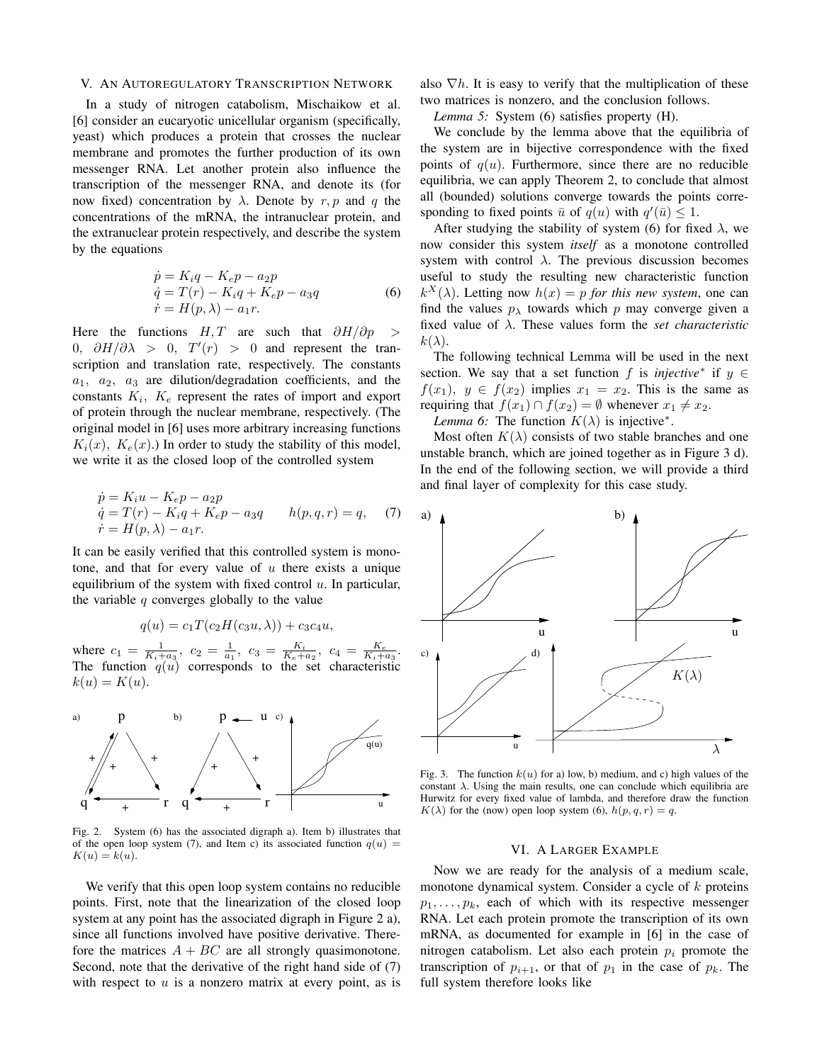## V. An Autoregulatory Transcription Network

In a study of nitrogen catabolism, Mischaikow et al. [6] consider an eucaryotic unicellular organism (specifically, yeast) which produces a protein that crosses the nuclear membrane and promotes the further production of its own messenger RNA. Let another protein also influence the transcription of the messenger RNA, and denote its (for now fixed) concentration by $\lambda$. Denote by $r, p$ and $q$ the concentrations of the mRNA, the intranuclear protein, and the extranuclear protein respectively, and describe the system by the equations

$$
\begin{aligned}
\dot{p} &= K_i q - K_e p - a_2 p \\
\dot{q} &= T(r) - K_i q + K_e p - a_3 q \\
\dot{r} &= H(p, \lambda) - a_1 r.
\end{aligned} \tag{6}
$$

Here the functions $H, T$ are such that $\partial H/\partial p > 0$, $\partial H/\partial \lambda > 0$, $T'(r) > 0$ and represent the transcription and translation rate, respectively. The constants $a_1$, $a_2$, $a_3$ are dilution/degradation coefficients, and the constants $K_i$, $K_e$ represent the rates of import and export of protein through the nuclear membrane, respectively. (The original model in [6] uses more arbitrary increasing functions $K_i(x)$, $K_e(x)$.) In order to study the stability of this model, we write it as the closed loop of the controlled system

$$
\begin{aligned}
\dot{p} &= K_i u - K_e p - a_2 p \\
\dot{q} &= T(r) - K_i q + K_e p - a_3 q \qquad h(p, q, r) = q, \\
\dot{r} &= H(p, \lambda) - a_1 r.
\end{aligned} \tag{7}
$$

It can be easily verified that this controlled system is monotone, and that for every value of $u$ there exists a unique equilibrium of the system with fixed control $u$. In particular, the variable $q$ converges globally to the value

$$
q(u) = c_1 T(c_2 H(c_3 u, \lambda)) + c_3 c_4 u,
$$

where $c_1 = \frac{1}{K_i + a_3}$, $c_2 = \frac{1}{a_1}$, $c_3 = \frac{K_i}{K_e + a_2}$, $c_4 = \frac{K_e}{K_i + a_3}$. The function $q(u)$ corresponds to the set characteristic $k(u) = K(u)$.

Fig. 2. System (6) has the associated digraph a). Item b) illustrates that of the open loop system (7), and Item c) its associated function $q(u) = K(u) = k(u)$.

We verify that this open loop system contains no reducible points. First, note that the linearization of the closed loop system at any point has the associated digraph in Figure 2 a), since all functions involved have positive derivative. Therefore the matrices $A + BC$ are all strongly quasimonotone. Second, note that the derivative of the right hand side of (7) with respect to $u$ is a nonzero matrix at every point, as is also $\nabla h$. It is easy to verify that the multiplication of these two matrices is nonzero, and the conclusion follows.

*Lemma 5:* System (6) satisfies property (H).

We conclude by the lemma above that the equilibria of the system are in bijective correspondence with the fixed points of $q(u)$. Furthermore, since there are no reducible equilibria, we can apply Theorem 2, to conclude that almost all (bounded) solutions converge towards the points corresponding to fixed points $\bar{u}$ of $q(u)$ with $q'(\bar{u}) \leq 1$.

After studying the stability of system (6) for fixed $\lambda$, we now consider this system *itself* as a monotone controlled system with control $\lambda$. The previous discussion becomes useful to study the resulting new characteristic function $k^X(\lambda)$. Letting now $h(x) = p$ *for this new system*, one can find the values $p_\lambda$ towards which $p$ may converge given a fixed value of $\lambda$. These values form the *set characteristic* $k(\lambda)$.

The following technical Lemma will be used in the next section. We say that a set function $f$ is *injective*$^*$ if $y \in f(x_1)$, $y \in f(x_2)$ implies $x_1 = x_2$. This is the same as requiring that $f(x_1) \cap f(x_2) = \emptyset$ whenever $x_1 \neq x_2$.

*Lemma 6:* The function $K(\lambda)$ is injective$^*$.

Most often $K(\lambda)$ consists of two stable branches and one unstable branch, which are joined together as in Figure 3 d). In the end of the following section, we will provide a third and final layer of complexity for this case study.

Fig. 3. The function $k(u)$ for a) low, b) medium, and c) high values of the constant $\lambda$. Using the main results, one can conclude which equilibria are Hurwitz for every fixed value of lambda, and therefore draw the function $K(\lambda)$ for the (now) open loop system (6), $h(p, q, r) = q$.

## VI. A Larger Example

Now we are ready for the analysis of a medium scale, monotone dynamical system. Consider a cycle of $k$ proteins $p_1, \ldots, p_k$, each of which with its respective messenger RNA. Let each protein promote the transcription of its own mRNA, as documented for example in [6] in the case of nitrogen catabolism. Let also each protein $p_i$ promote the transcription of $p_{i+1}$, or that of $p_1$ in the case of $p_k$. The full system therefore looks like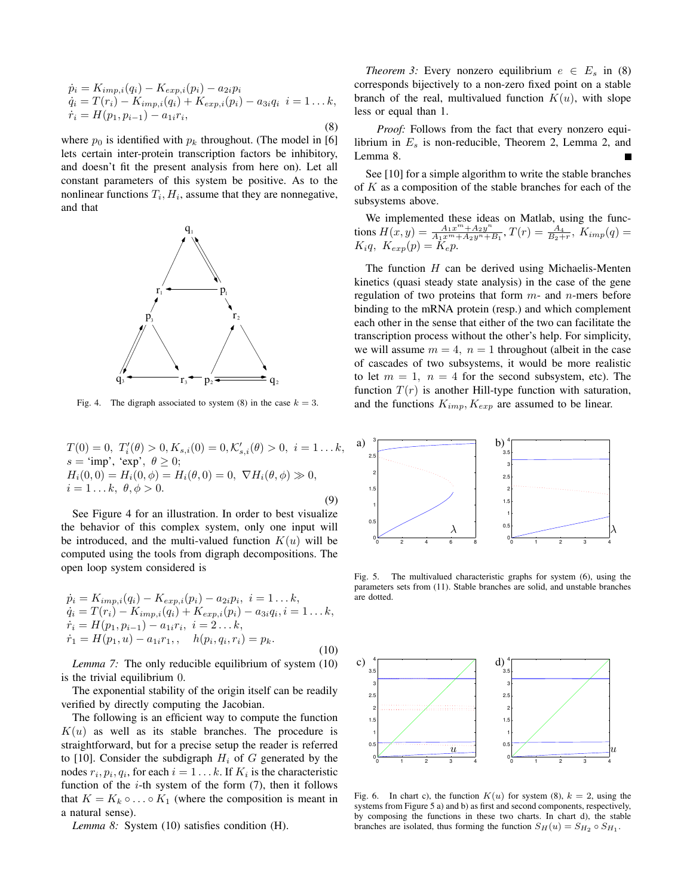$$
\begin{aligned}
\dot{p}_i &= K_{imp,i}(q_i) - K_{exp,i}(p_i) - a_{2i}p_i \\
\dot{q}_i &= T(r_i) - K_{imp,i}(q_i) + K_{exp,i}(p_i) - a_{3i}q_i \;\; i = 1 \ldots k, \\
\dot{r}_i &= H(p_1, p_{i-1}) - a_{1i}r_i,
\end{aligned}
\tag{8}
$$

where $p_0$ is identified with $p_k$ throughout. (The model in [6] lets certain inter-protein transcription factors be inhibitory, and doesn't fit the present analysis from here on). Let all constant parameters of this system be positive. As to the nonlinear functions $T_i, H_i$, assume that they are nonnegative, and that

Fig. 4. The digraph associated to system (8) in the case $k = 3$.

$$
\begin{aligned}
&T(0) = 0,\; T_i'(\theta) > 0, K_{s,i}(0) = 0, \mathcal{K}_{s,i}'(\theta) > 0,\; i = 1 \ldots k, \\
&s = \text{'imp'},\, \text{'exp'},\; \theta \geq 0; \\
&H_i(0,0) = H_i(0,\phi) = H_i(\theta,0) = 0,\; \nabla H_i(\theta,\phi) \gg 0, \\
&i = 1 \ldots k,\; \theta, \phi > 0.
\end{aligned}
\tag{9}
$$

See Figure 4 for an illustration. In order to best visualize the behavior of this complex system, only one input will be introduced, and the multi-valued function $K(u)$ will be computed using the tools from digraph decompositions. The open loop system considered is

$$
\begin{aligned}
\dot{p}_i &= K_{imp,i}(q_i) - K_{exp,i}(p_i) - a_{2i}p_i,\; i = 1 \ldots k, \\
\dot{q}_i &= T(r_i) - K_{imp,i}(q_i) + K_{exp,i}(p_i) - a_{3i}q_i, i = 1 \ldots k, \\
\dot{r}_i &= H(p_1, p_{i-1}) - a_{1i}r_i,\; i = 2 \ldots k, \\
\dot{r}_1 &= H(p_1, u) - a_{1i}r_1, , \quad h(p_i, q_i, r_i) = p_k.
\end{aligned}
\tag{10}
$$

*Lemma 7:* The only reducible equilibrium of system (10) is the trivial equilibrium 0.

The exponential stability of the origin itself can be readily verified by directly computing the Jacobian.

The following is an efficient way to compute the function $K(u)$ as well as its stable branches. The procedure is straightforward, but for a precise setup the reader is referred to [10]. Consider the subdigraph $H_i$ of $G$ generated by the nodes $r_i, p_i, q_i$, for each $i = 1 \ldots k$. If $K_i$ is the characteristic function of the $i$-th system of the form (7), then it follows that $K = K_k \circ \ldots \circ K_1$ (where the composition is meant in a natural sense).

*Lemma 8:* System (10) satisfies condition (H).

*Theorem 3:* Every nonzero equilibrium $e \in E_s$ in (8) corresponds bijectively to a non-zero fixed point on a stable branch of the real, multivalued function $K(u)$, with slope less or equal than 1.

*Proof:* Follows from the fact that every nonzero equilibrium in $E_s$ is non-reducible, Theorem 2, Lemma 2, and Lemma 8. ■

See [10] for a simple algorithm to write the stable branches of $K$ as a composition of the stable branches for each of the subsystems above.

We implemented these ideas on Matlab, using the functions $H(x,y) = \frac{A_1 x^m + A_2 y^n}{A_1 x^m + A_2 y^n + B_1}$, $T(r) = \frac{A_4}{B_2 + r}$, $K_{imp}(q) = K_i q$, $K_{exp}(p) = K_e p$.

The function $H$ can be derived using Michaelis-Menten kinetics (quasi steady state analysis) in the case of the gene regulation of two proteins that form $m$- and $n$-mers before binding to the mRNA protein (resp.) and which complement each other in the sense that either of the two can facilitate the transcription process without the other's help. For simplicity, we will assume $m = 4$, $n = 1$ throughout (albeit in the case of cascades of two subsystems, it would be more realistic to let $m = 1$, $n = 4$ for the second subsystem, etc). The function $T(r)$ is another Hill-type function with saturation, and the functions $K_{imp}, K_{exp}$ are assumed to be linear.

Fig. 5. The multivalued characteristic graphs for system (6), using the parameters sets from (11). Stable branches are solid, and unstable branches are dotted.

Fig. 6. In chart c), the function $K(u)$ for system (8), $k = 2$, using the systems from Figure 5 a) and b) as first and second components, respectively, by composing the functions in these two charts. In chart d), the stable branches are isolated, thus forming the function $S_H(u) = S_{H_2} \circ S_{H_1}$.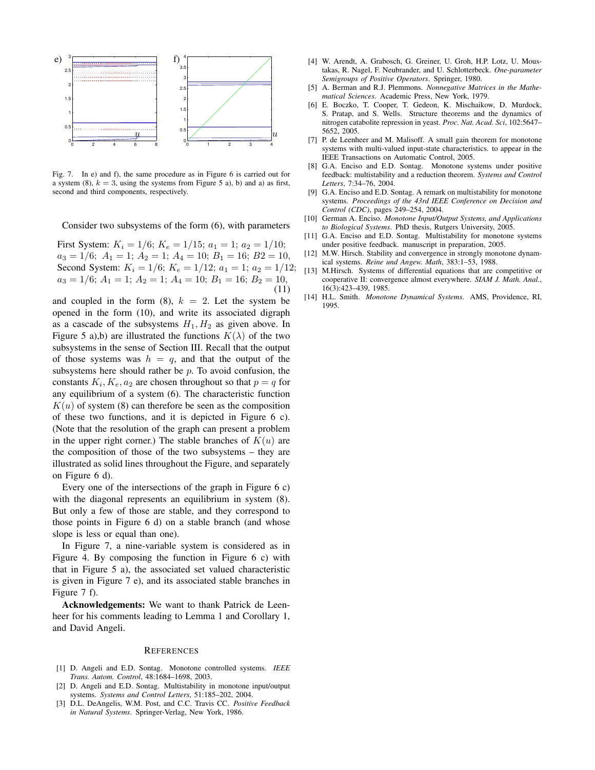e)

3
2.5
2
1.5
1
0.5
0
0 2 4 6 8
$u$

f)

4
3.5
3
2.5
2
1.5
1
0.5
0
0 1 2 3 4
$u$

Fig. 7. In e) and f), the same procedure as in Figure 6 is carried out for a system (8), $k = 3$, using the systems from Figure 5 a), b) and a) as first, second and third components, respectively.

Consider two subsystems of the form (6), with parameters

$$
\begin{aligned}
&\text{First System: } K_i = 1/6;\ K_e = 1/15;\ a_1 = 1;\ a_2 = 1/10;\\
&a_3 = 1/6;\ A_1 = 1;\ A_2 = 1;\ A_4 = 10;\ B_1 = 16;\ B2 = 10,\\
&\text{Second System: } K_i = 1/6;\ K_e = 1/12;\ a_1 = 1;\ a_2 = 1/12;\\
&a_3 = 1/6;\ A_1 = 1;\ A_2 = 1;\ A_4 = 10;\ B_1 = 16;\ B_2 = 10,
\end{aligned}
\tag{11}
$$

and coupled in the form (8), $k = 2$. Let the system be opened in the form (10), and write its associated digraph as a cascade of the subsystems $H_1, H_2$ as given above. In Figure 5 a),b) are illustrated the functions $K(\lambda)$ of the two subsystems in the sense of Section III. Recall that the output of those systems was $h = q$, and that the output of the subsystems here should rather be $p$. To avoid confusion, the constants $K_i, K_e, a_2$ are chosen throughout so that $p = q$ for any equilibrium of a system (6). The characteristic function $K(u)$ of system (8) can therefore be seen as the composition of these two functions, and it is depicted in Figure 6 c). (Note that the resolution of the graph can present a problem in the upper right corner.) The stable branches of $K(u)$ are the composition of those of the two subsystems – they are illustrated as solid lines throughout the Figure, and separately on Figure 6 d).

Every one of the intersections of the graph in Figure 6 c) with the diagonal represents an equilibrium in system (8). But only a few of those are stable, and they correspond to those points in Figure 6 d) on a stable branch (and whose slope is less or equal than one).

In Figure 7, a nine-variable system is considered as in Figure 4. By composing the function in Figure 6 c) with that in Figure 5 a), the associated set valued characteristic is given in Figure 7 e), and its associated stable branches in Figure 7 f).

**Acknowledgements:** We want to thank Patrick de Leenheer for his comments leading to Lemma 1 and Corollary 1, and David Angeli.

## References

[1] D. Angeli and E.D. Sontag. Monotone controlled systems. *IEEE Trans. Autom. Control*, 48:1684–1698, 2003.

[2] D. Angeli and E.D. Sontag. Multistability in monotone input/output systems. *Systems and Control Letters*, 51:185–202, 2004.

[3] D.L. DeAngelis, W.M. Post, and C.C. Travis CC. *Positive Feedback in Natural Systems*. Springer-Verlag, New York, 1986.

[4] W. Arendt, A. Grabosch, G. Greiner, U. Groh, H.P. Lotz, U. Moustakas, R. Nagel, F. Neubrander, and U. Schlotterbeck. *One-parameter Semigroups of Positive Operators*. Springer, 1980.

[5] A. Berman and R.J. Plemmons. *Nonnegative Matrices in the Mathematical Sciences*. Academic Press, New York, 1979.

[6] E. Boczko, T. Cooper, T. Gedeon, K. Mischaikow, D. Murdock, S. Pratap, and S. Wells. Structure theorems and the dynamics of nitrogen catabolite repression in yeast. *Proc. Nat. Acad. Sci*, 102:5647–5652, 2005.

[7] P. de Leenheer and M. Malisoff. A small gain theorem for monotone systems with multi-valued input-state characteristics. to appear in the IEEE Transactions on Automatic Control, 2005.

[8] G.A. Enciso and E.D. Sontag. Monotone systems under positive feedback: multistability and a reduction theorem. *Systems and Control Letters*, 7:34–76, 2004.

[9] G.A. Enciso and E.D. Sontag. A remark on multistability for monotone systems. *Proceedings of the 43rd IEEE Conference on Decision and Control (CDC)*, pages 249–254, 2004.

[10] German A. Enciso. *Monotone Input/Output Systems, and Applications to Biological Systems*. PhD thesis, Rutgers University, 2005.

[11] G.A. Enciso and E.D. Sontag. Multistability for monotone systems under positive feedback. manuscript in preparation, 2005.

[12] M.W. Hirsch. Stability and convergence in strongly monotone dynamical systems. *Reine und Angew. Math*, 383:1–53, 1988.

[13] M.Hirsch. Systems of differential equations that are competitive or cooperative II: convergence almost everywhere. *SIAM J. Math. Anal.*, 16(3):423–439, 1985.

[14] H.L. Smith. *Monotone Dynamical Systems*. AMS, Providence, RI, 1995.